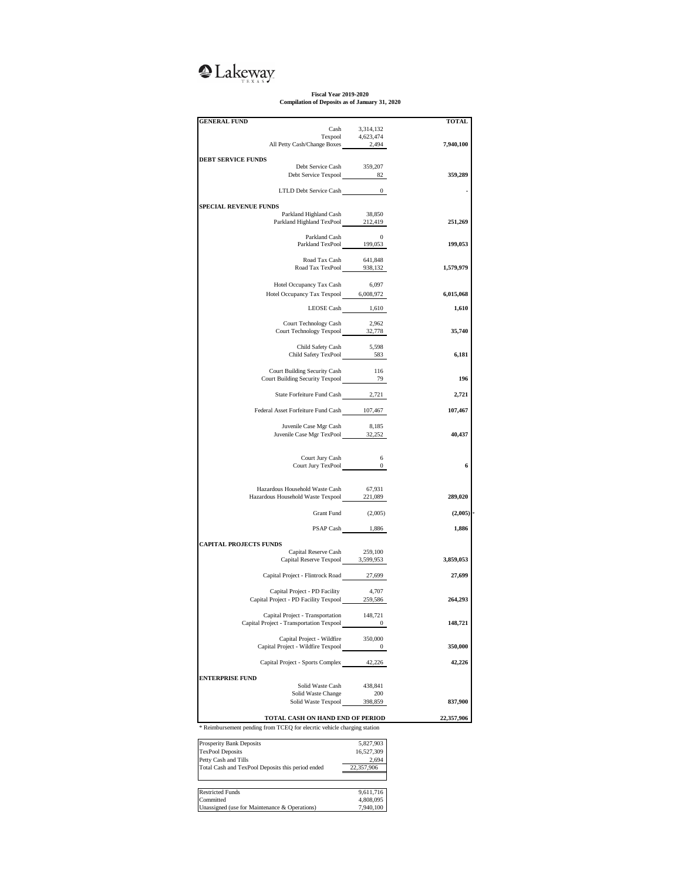Lakeway TEXAS

**Fiscal Year 2019-2020**
**Compilation of Deposits as of January 31, 2020**

| GENERAL FUND | | TOTAL |
|---|---|---|
| Cash | 3,314,132 | |
| Texpool | 4,623,474 | |
| All Petty Cash/Change Boxes | 2,494 | **7,940,100** |
| **DEBT SERVICE FUNDS** | | |
| Debt Service Cash | 359,207 | |
| Debt Service Texpool | 82 | **359,289** |
| LTLD Debt Service Cash | 0 | **-** |
| **SPECIAL REVENUE FUNDS** | | |
| Parkland Highland Cash | 38,850 | |
| Parkland Highland TexPool | 212,419 | **251,269** |
| Parkland Cash | 0 | |
| Parkland TexPool | 199,053 | **199,053** |
| Road Tax Cash | 641,848 | |
| Road Tax TexPool | 938,132 | **1,579,979** |
| Hotel Occupancy Tax Cash | 6,097 | |
| Hotel Occupancy Tax Texpool | 6,008,972 | **6,015,068** |
| LEOSE Cash | 1,610 | **1,610** |
| Court Technology Cash | 2,962 | |
| Court Technology Texpool | 32,778 | **35,740** |
| Child Safety Cash | 5,598 | |
| Child Safety TexPool | 583 | **6,181** |
| Court Building Security Cash | 116 | |
| Court Building Security Texpool | 79 | **196** |
| State Forfeiture Fund Cash | 2,721 | **2,721** |
| Federal Asset Forfeiture Fund Cash | 107,467 | **107,467** |
| Juvenile Case Mgr Cash | 8,185 | |
| Juvenile Case Mgr TexPool | 32,252 | **40,437** |
| Court Jury Cash | 6 | |
| Court Jury TexPool | 0 | **6** |
| Hazardous Household Waste Cash | 67,931 | |
| Hazardous Household Waste Texpool | 221,089 | **289,020** |
| Grant Fund | (2,005) | **(2,005)** * |
| PSAP Cash | 1,886 | **1,886** |
| **CAPITAL PROJECTS FUNDS** | | |
| Capital Reserve Cash | 259,100 | |
| Capital Reserve Texpool | 3,599,953 | **3,859,053** |
| Capital Project - Flintrock Road | 27,699 | **27,699** |
| Capital Project - PD Facility | 4,707 | |
| Capital Project - PD Facility Texpool | 259,586 | **264,293** |
| Capital Project - Transportation | 148,721 | |
| Capital Project - Transportation Texpool | 0 | **148,721** |
| Capital Project - Wildfire | 350,000 | |
| Capital Project - Wildfire Texpool | 0 | **350,000** |
| Capital Project - Sports Complex | 42,226 | **42,226** |
| **ENTERPRISE FUND** | | |
| Solid Waste Cash | 438,841 | |
| Solid Waste Change | 200 | |
| Solid Waste Texpool | 398,859 | **837,900** |
| **TOTAL CASH ON HAND END OF PERIOD** | | **22,357,906** |

* Reimbursement pending from TCEQ for elecrtic vehicle charging station

| | |
|---|---|
| Prosperity Bank Deposits | 5,827,903 |
| TexPool Deposits | 16,527,309 |
| Petty Cash and Tills | 2,694 |
| Total Cash and TexPool Deposits this period ended | 22,357,906 |

| | |
|---|---|
| Restricted Funds | 9,611,716 |
| Committed | 4,808,095 |
| Unassigned (use for Maintenance & Operations) | 7,940,100 |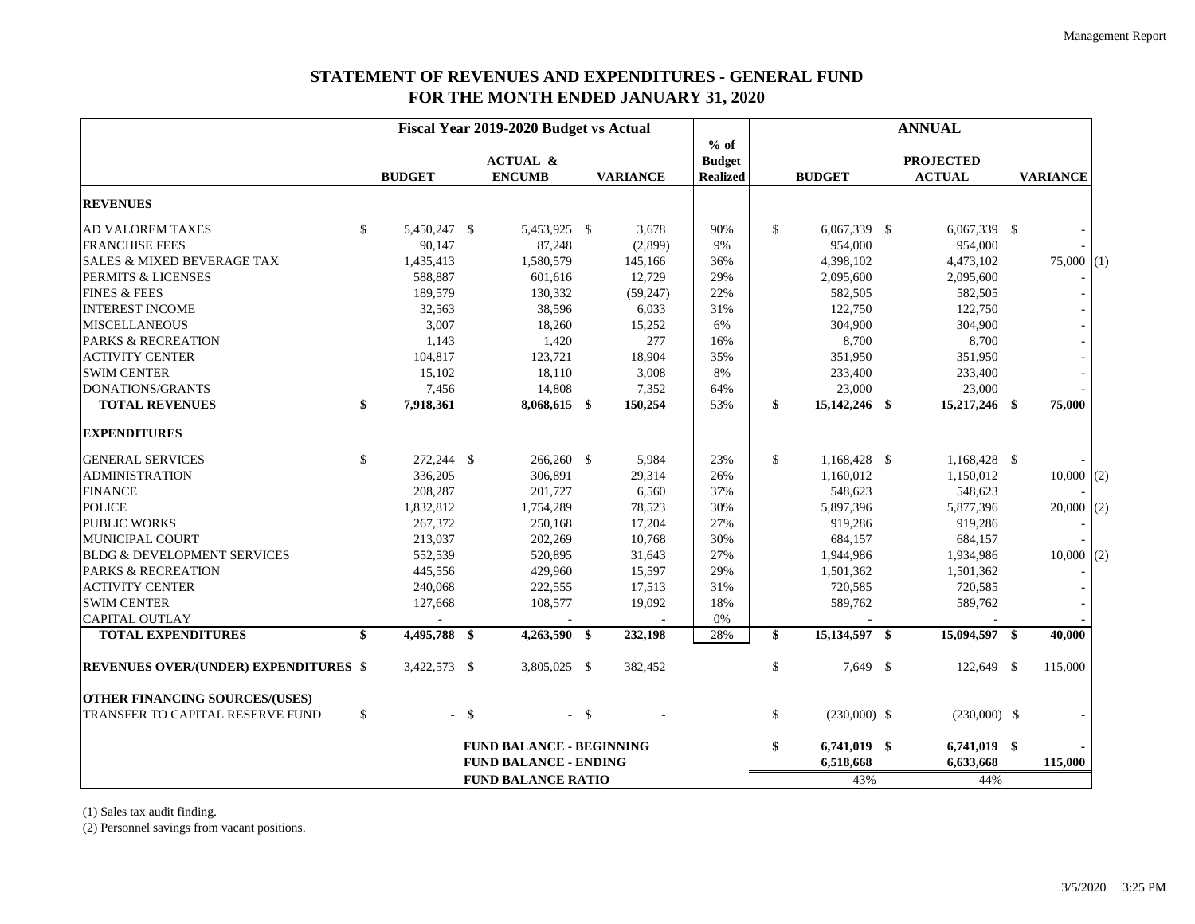# STATEMENT OF REVENUES AND EXPENDITURES - GENERAL FUND
## FOR THE MONTH ENDED JANUARY 31, 2020

| | Fiscal Year 2019-2020 Budget vs Actual | | | % of Budget Realized | ANNUAL | | | |
|---|---|---|---|---|---|---|---|---|
| | BUDGET | ACTUAL & ENCUMB | VARIANCE | | BUDGET | PROJECTED ACTUAL | VARIANCE | |
| **REVENUES** | | | | | | | | |
| AD VALOREM TAXES | $ 5,450,247 | $ 5,453,925 | $ 3,678 | 90% | $ 6,067,339 | $ 6,067,339 | $ - | |
| FRANCHISE FEES | 90,147 | 87,248 | (2,899) | 9% | 954,000 | 954,000 | - | |
| SALES & MIXED BEVERAGE TAX | 1,435,413 | 1,580,579 | 145,166 | 36% | 4,398,102 | 4,473,102 | 75,000 | (1) |
| PERMITS & LICENSES | 588,887 | 601,616 | 12,729 | 29% | 2,095,600 | 2,095,600 | - | |
| FINES & FEES | 189,579 | 130,332 | (59,247) | 22% | 582,505 | 582,505 | - | |
| INTEREST INCOME | 32,563 | 38,596 | 6,033 | 31% | 122,750 | 122,750 | - | |
| MISCELLANEOUS | 3,007 | 18,260 | 15,252 | 6% | 304,900 | 304,900 | - | |
| PARKS & RECREATION | 1,143 | 1,420 | 277 | 16% | 8,700 | 8,700 | - | |
| ACTIVITY CENTER | 104,817 | 123,721 | 18,904 | 35% | 351,950 | 351,950 | - | |
| SWIM CENTER | 15,102 | 18,110 | 3,008 | 8% | 233,400 | 233,400 | - | |
| DONATIONS/GRANTS | 7,456 | 14,808 | 7,352 | 64% | 23,000 | 23,000 | - | |
| **TOTAL REVENUES** | **$ 7,918,361** | **8,068,615** | **$ 150,254** | 53% | **$ 15,142,246** | **$ 15,217,246** | **$ 75,000** | |
| **EXPENDITURES** | | | | | | | | |
| GENERAL SERVICES | $ 272,244 | $ 266,260 | $ 5,984 | 23% | $ 1,168,428 | $ 1,168,428 | $ - | |
| ADMINISTRATION | 336,205 | 306,891 | 29,314 | 26% | 1,160,012 | 1,150,012 | 10,000 | (2) |
| FINANCE | 208,287 | 201,727 | 6,560 | 37% | 548,623 | 548,623 | - | |
| POLICE | 1,832,812 | 1,754,289 | 78,523 | 30% | 5,897,396 | 5,877,396 | 20,000 | (2) |
| PUBLIC WORKS | 267,372 | 250,168 | 17,204 | 27% | 919,286 | 919,286 | - | |
| MUNICIPAL COURT | 213,037 | 202,269 | 10,768 | 30% | 684,157 | 684,157 | - | |
| BLDG & DEVELOPMENT SERVICES | 552,539 | 520,895 | 31,643 | 27% | 1,944,986 | 1,934,986 | 10,000 | (2) |
| PARKS & RECREATION | 445,556 | 429,960 | 15,597 | 29% | 1,501,362 | 1,501,362 | - | |
| ACTIVITY CENTER | 240,068 | 222,555 | 17,513 | 31% | 720,585 | 720,585 | - | |
| SWIM CENTER | 127,668 | 108,577 | 19,092 | 18% | 589,762 | 589,762 | - | |
| CAPITAL OUTLAY | - | - | - | 0% | - | - | - | |
| **TOTAL EXPENDITURES** | **$ 4,495,788** | **$ 4,263,590** | **$ 232,198** | 28% | **$ 15,134,597** | **$ 15,094,597** | **$ 40,000** | |
| **REVENUES OVER/(UNDER) EXPENDITURES** | $ 3,422,573 | $ 3,805,025 | $ 382,452 | | $ 7,649 | $ 122,649 | $ 115,000 | |
| **OTHER FINANCING SOURCES/(USES)** | | | | | | | | |
| TRANSFER TO CAPITAL RESERVE FUND | $ - | $ - | $ - | | $ (230,000) | $ (230,000) | $ - | |
| | | **FUND BALANCE - BEGINNING** | | | **$ 6,741,019** | **$ 6,741,019** | **$ -** | |
| | | **FUND BALANCE - ENDING** | | | **6,518,668** | **6,633,668** | **115,000** | |
| | | **FUND BALANCE RATIO** | | | 43% | 44% | | |

(1) Sales tax audit finding.

(2) Personnel savings from vacant positions.